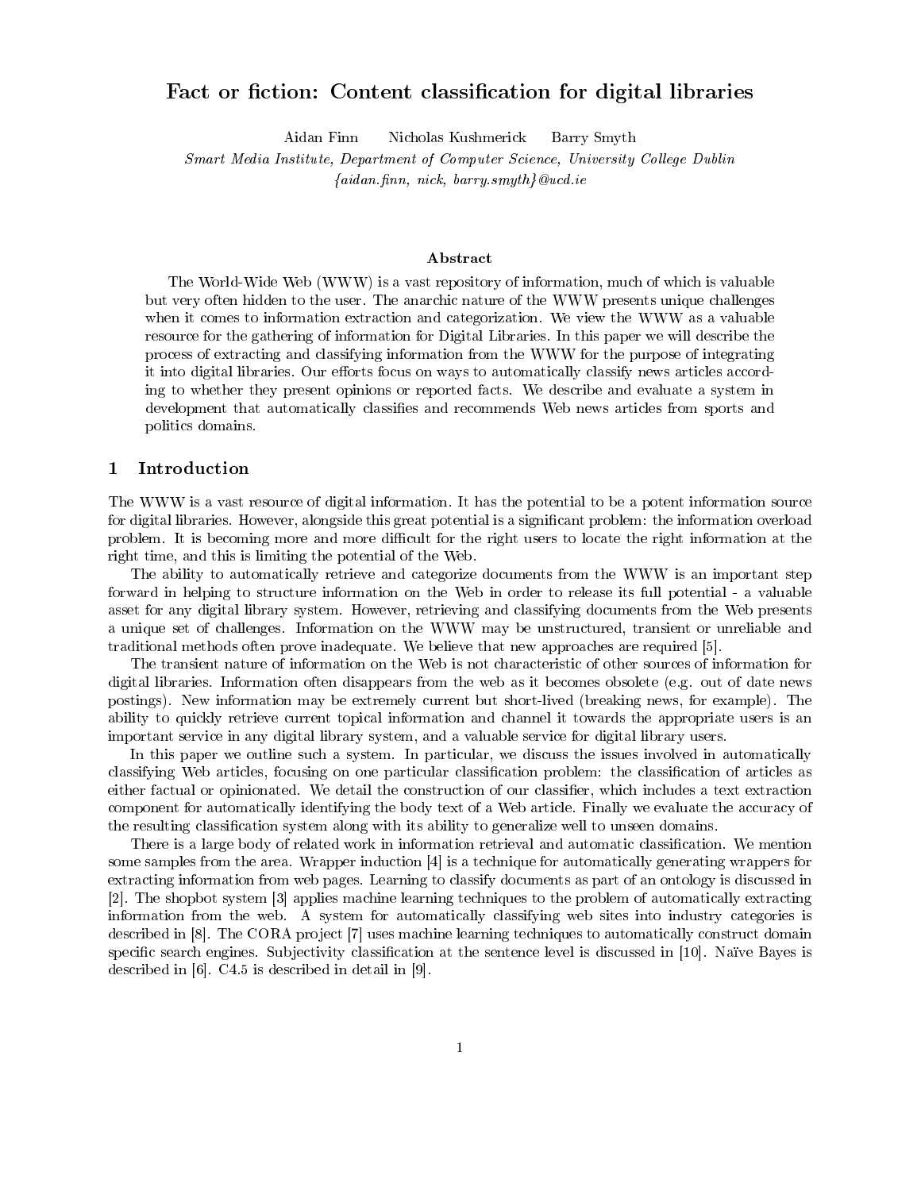# Fact or fiction: Content classification for digital libraries

Aidan Finn Nicholas Kushmerick Barry Smyth

*Smart Media Institute, Department of Computer Science, University College Dublin*
*{aidan.finn, nick, barry.smyth}@ucd.ie*

### Abstract

The World-Wide Web (WWW) is a vast repository of information, much of which is valuable but very often hidden to the user. The anarchic nature of the WWW presents unique challenges when it comes to information extraction and categorization. We view the WWW as a valuable resource for the gathering of information for Digital Libraries. In this paper we will describe the process of extracting and classifying information from the WWW for the purpose of integrating it into digital libraries. Our efforts focus on ways to automatically classify news articles according to whether they present opinions or reported facts. We describe and evaluate a system in development that automatically classifies and recommends Web news articles from sports and politics domains.

## 1 Introduction

The WWW is a vast resource of digital information. It has the potential to be a potent information source for digital libraries. However, alongside this great potential is a significant problem: the information overload problem. It is becoming more and more difficult for the right users to locate the right information at the right time, and this is limiting the potential of the Web.

The ability to automatically retrieve and categorize documents from the WWW is an important step forward in helping to structure information on the Web in order to release its full potential - a valuable asset for any digital library system. However, retrieving and classifying documents from the Web presents a unique set of challenges. Information on the WWW may be unstructured, transient or unreliable and traditional methods often prove inadequate. We believe that new approaches are required [5].

The transient nature of information on the Web is not characteristic of other sources of information for digital libraries. Information often disappears from the web as it becomes obsolete (e.g. out of date news postings). New information may be extremely current but short-lived (breaking news, for example). The ability to quickly retrieve current topical information and channel it towards the appropriate users is an important service in any digital library system, and a valuable service for digital library users.

In this paper we outline such a system. In particular, we discuss the issues involved in automatically classifying Web articles, focusing on one particular classification problem: the classification of articles as either factual or opinionated. We detail the construction of our classifier, which includes a text extraction component for automatically identifying the body text of a Web article. Finally we evaluate the accuracy of the resulting classification system along with its ability to generalize well to unseen domains.

There is a large body of related work in information retrieval and automatic classification. We mention some samples from the area. Wrapper induction [4] is a technique for automatically generating wrappers for extracting information from web pages. Learning to classify documents as part of an ontology is discussed in [2]. The shopbot system [3] applies machine learning techniques to the problem of automatically extracting information from the web. A system for automatically classifying web sites into industry categories is described in [8]. The CORA project [7] uses machine learning techniques to automatically construct domain specific search engines. Subjectivity classification at the sentence level is discussed in [10]. Naïve Bayes is described in [6]. C4.5 is described in detail in [9].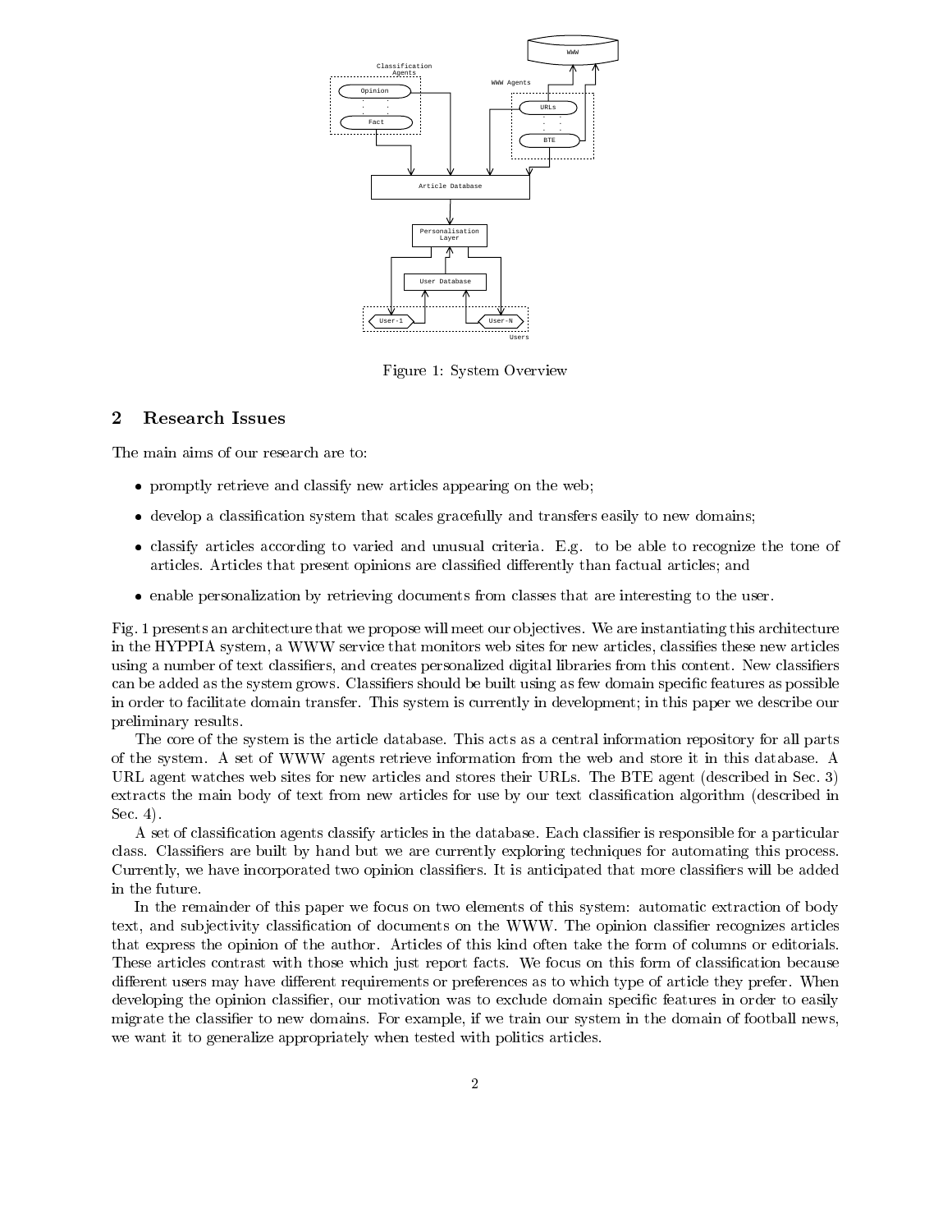Figure 1: System Overview

## 2 Research Issues

The main aims of our research are to:

- promptly retrieve and classify new articles appearing on the web;
- develop a classification system that scales gracefully and transfers easily to new domains;
- classify articles according to varied and unusual criteria. E.g. to be able to recognize the tone of articles. Articles that present opinions are classified differently than factual articles; and
- enable personalization by retrieving documents from classes that are interesting to the user.

Fig. 1 presents an architecture that we propose will meet our objectives. We are instantiating this architecture in the HYPPIA system, a WWW service that monitors web sites for new articles, classifies these new articles using a number of text classifiers, and creates personalized digital libraries from this content. New classifiers can be added as the system grows. Classifiers should be built using as few domain specific features as possible in order to facilitate domain transfer. This system is currently in development; in this paper we describe our preliminary results.

The core of the system is the article database. This acts as a central information repository for all parts of the system. A set of WWW agents retrieve information from the web and store it in this database. A URL agent watches web sites for new articles and stores their URLs. The BTE agent (described in Sec. 3) extracts the main body of text from new articles for use by our text classification algorithm (described in Sec. 4).

A set of classification agents classify articles in the database. Each classifier is responsible for a particular class. Classifiers are built by hand but we are currently exploring techniques for automating this process. Currently, we have incorporated two opinion classifiers. It is anticipated that more classifiers will be added in the future.

In the remainder of this paper we focus on two elements of this system: automatic extraction of body text, and subjectivity classification of documents on the WWW. The opinion classifier recognizes articles that express the opinion of the author. Articles of this kind often take the form of columns or editorials. These articles contrast with those which just report facts. We focus on this form of classification because different users may have different requirements or preferences as to which type of article they prefer. When developing the opinion classifier, our motivation was to exclude domain specific features in order to easily migrate the classifier to new domains. For example, if we train our system in the domain of football news, we want it to generalize appropriately when tested with politics articles.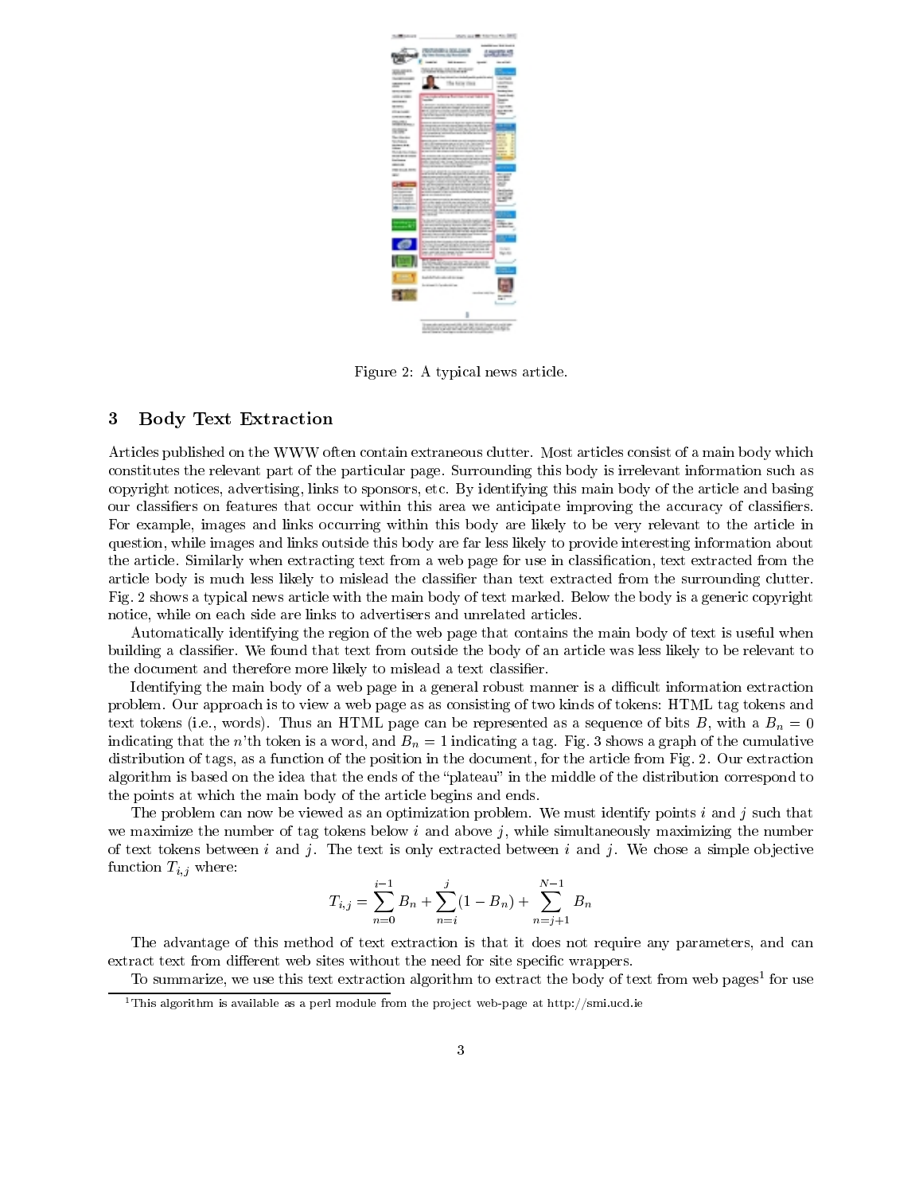Figure 2: A typical news article.

## 3 Body Text Extraction

Articles published on the WWW often contain extraneous clutter. Most articles consist of a main body which constitutes the relevant part of the particular page. Surrounding this body is irrelevant information such as copyright notices, advertising, links to sponsors, etc. By identifying this main body of the article and basing our classifiers on features that occur within this area we anticipate improving the accuracy of classifiers. For example, images and links occurring within this body are likely to be very relevant to the article in question, while images and links outside this body are far less likely to provide interesting information about the article. Similarly when extracting text from a web page for use in classification, text extracted from the article body is much less likely to mislead the classifier than text extracted from the surrounding clutter. Fig. 2 shows a typical news article with the main body of text marked. Below the body is a generic copyright notice, while on each side are links to advertisers and unrelated articles.

Automatically identifying the region of the web page that contains the main body of text is useful when building a classifier. We found that text from outside the body of an article was less likely to be relevant to the document and therefore more likely to mislead a text classifier.

Identifying the main body of a web page in a general robust manner is a difficult information extraction problem. Our approach is to view a web page as as consisting of two kinds of tokens: HTML tag tokens and text tokens (i.e., words). Thus an HTML page can be represented as a sequence of bits $B$, with a $B_n = 0$ indicating that the $n$'th token is a word, and $B_n = 1$ indicating a tag. Fig. 3 shows a graph of the cumulative distribution of tags, as a function of the position in the document, for the article from Fig. 2. Our extraction algorithm is based on the idea that the ends of the "plateau" in the middle of the distribution correspond to the points at which the main body of the article begins and ends.

The problem can now be viewed as an optimization problem. We must identify points $i$ and $j$ such that we maximize the number of tag tokens below $i$ and above $j$, while simultaneously maximizing the number of text tokens between $i$ and $j$. The text is only extracted between $i$ and $j$. We chose a simple objective function $T_{i,j}$ where:

$$T_{i,j} = \sum_{n=0}^{i-1} B_n + \sum_{n=i}^{j} (1 - B_n) + \sum_{n=j+1}^{N-1} B_n$$

The advantage of this method of text extraction is that it does not require any parameters, and can extract text from different web sites without the need for site specific wrappers.

To summarize, we use this text extraction algorithm to extract the body of text from web pages[1] for use

[1] This algorithm is available as a perl module from the project web-page at http://smi.ucd.ie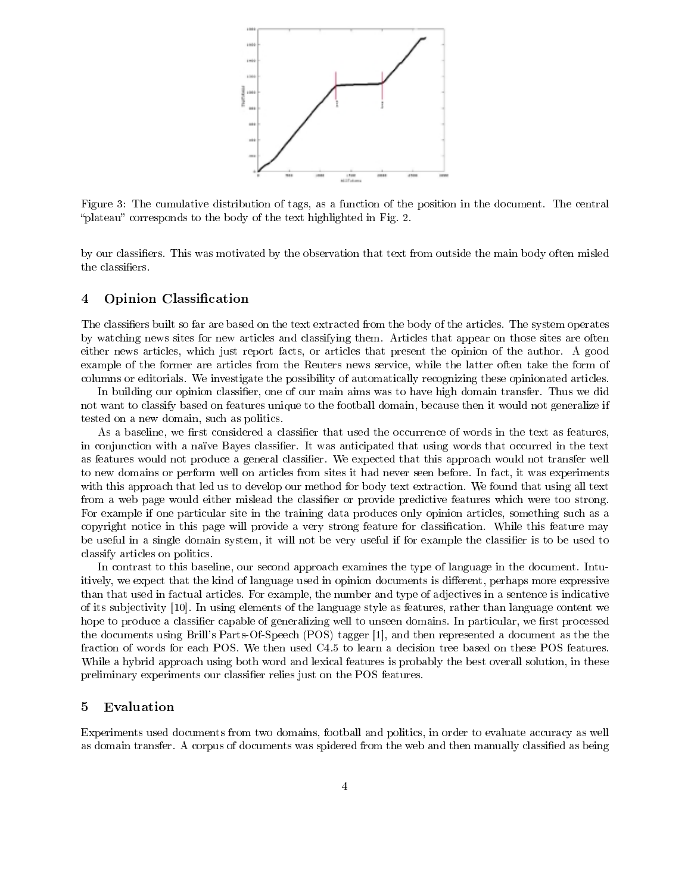Figure 3: The cumulative distribution of tags, as a function of the position in the document. The central "plateau" corresponds to the body of the text highlighted in Fig. 2.

by our classifiers. This was motivated by the observation that text from outside the main body often misled the classifiers.

## 4 Opinion Classification

The classifiers built so far are based on the text extracted from the body of the articles. The system operates by watching news sites for new articles and classifying them. Articles that appear on those sites are often either news articles, which just report facts, or articles that present the opinion of the author. A good example of the former are articles from the Reuters news service, while the latter often take the form of columns or editorials. We investigate the possibility of automatically recognizing these opinionated articles.

In building our opinion classifier, one of our main aims was to have high domain transfer. Thus we did not want to classify based on features unique to the football domain, because then it would not generalize if tested on a new domain, such as politics.

As a baseline, we first considered a classifier that used the occurrence of words in the text as features, in conjunction with a naïve Bayes classifier. It was anticipated that using words that occurred in the text as features would not produce a general classifier. We expected that this approach would not transfer well to new domains or perform well on articles from sites it had never seen before. In fact, it was experiments with this approach that led us to develop our method for body text extraction. We found that using all text from a web page would either mislead the classifier or provide predictive features which were too strong. For example if one particular site in the training data produces only opinion articles, something such as a copyright notice in this page will provide a very strong feature for classification. While this feature may be useful in a single domain system, it will not be very useful if for example the classifier is to be used to classify articles on politics.

In contrast to this baseline, our second approach examines the type of language in the document. Intuitively, we expect that the kind of language used in opinion documents is different, perhaps more expressive than that used in factual articles. For example, the number and type of adjectives in a sentence is indicative of its subjectivity [10]. In using elements of the language style as features, rather than language content we hope to produce a classifier capable of generalizing well to unseen domains. In particular, we first processed the documents using Brill's Parts-Of-Speech (POS) tagger [1], and then represented a document as the the fraction of words for each POS. We then used C4.5 to learn a decision tree based on these POS features. While a hybrid approach using both word and lexical features is probably the best overall solution, in these preliminary experiments our classifier relies just on the POS features.

## 5 Evaluation

Experiments used documents from two domains, football and politics, in order to evaluate accuracy as well as domain transfer. A corpus of documents was spidered from the web and then manually classified as being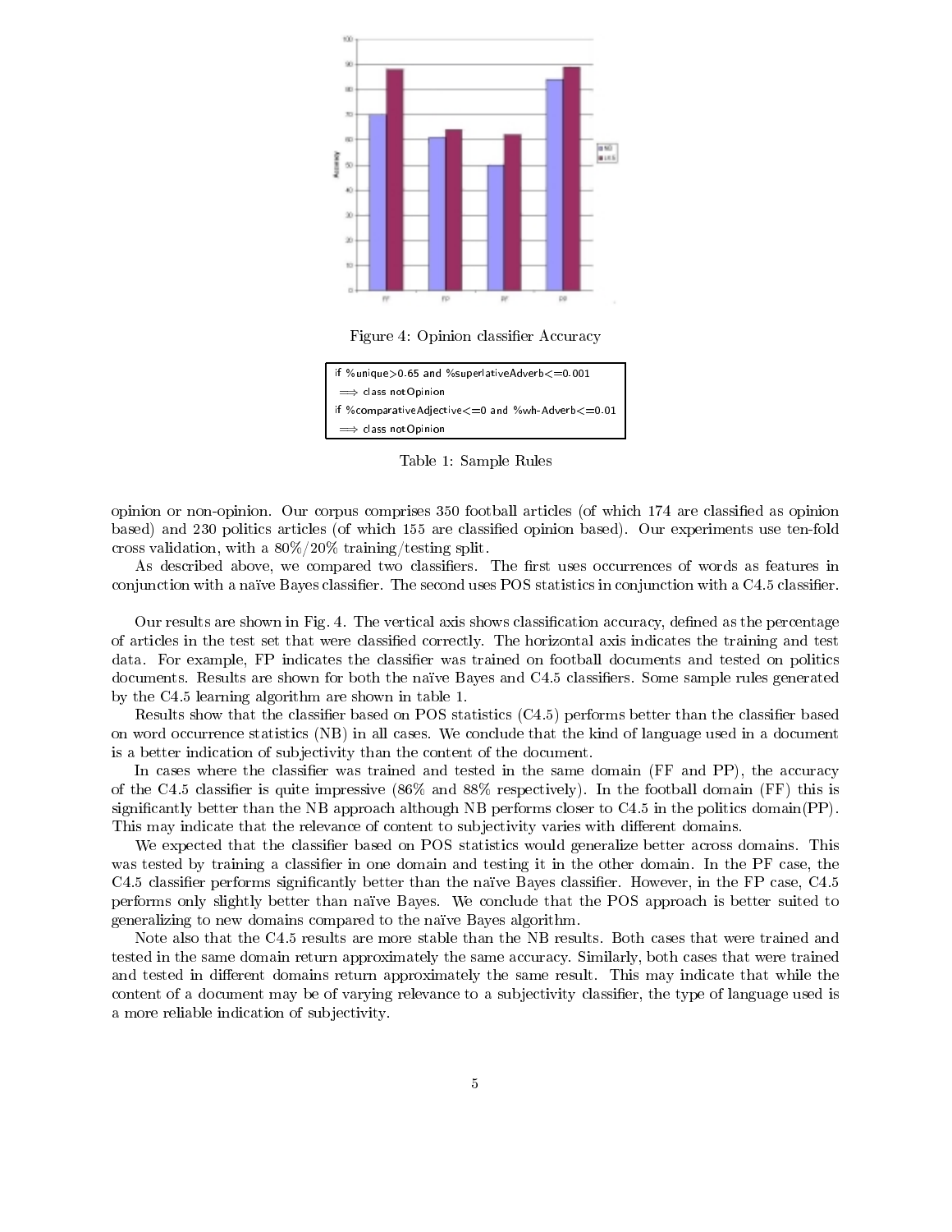Figure 4: Opinion classifier Accuracy

| if %unique>0.65 and %superlativeAdverb<=0.001 |
|---|
| $\Longrightarrow$ class notOpinion |
| if %comparativeAdjective<=0 and %wh-Adverb<=0.01 |
| $\Longrightarrow$ class notOpinion |

Table 1: Sample Rules

opinion or non-opinion. Our corpus comprises 350 football articles (of which 174 are classified as opinion based) and 230 politics articles (of which 155 are classified opinion based). Our experiments use ten-fold cross validation, with a 80%/20% training/testing split.

As described above, we compared two classifiers. The first uses occurrences of words as features in conjunction with a naïve Bayes classifier. The second uses POS statistics in conjunction with a C4.5 classifier.

Our results are shown in Fig. 4. The vertical axis shows classification accuracy, defined as the percentage of articles in the test set that were classified correctly. The horizontal axis indicates the training and test data. For example, FP indicates the classifier was trained on football documents and tested on politics documents. Results are shown for both the naïve Bayes and C4.5 classifiers. Some sample rules generated by the C4.5 learning algorithm are shown in table 1.

Results show that the classifier based on POS statistics (C4.5) performs better than the classifier based on word occurrence statistics (NB) in all cases. We conclude that the kind of language used in a document is a better indication of subjectivity than the content of the document.

In cases where the classifier was trained and tested in the same domain (FF and PP), the accuracy of the C4.5 classifier is quite impressive (86% and 88% respectively). In the football domain (FF) this is significantly better than the NB approach although NB performs closer to C4.5 in the politics domain(PP). This may indicate that the relevance of content to subjectivity varies with different domains.

We expected that the classifier based on POS statistics would generalize better across domains. This was tested by training a classifier in one domain and testing it in the other domain. In the PF case, the C4.5 classifier performs significantly better than the naïve Bayes classifier. However, in the FP case, C4.5 performs only slightly better than naïve Bayes. We conclude that the POS approach is better suited to generalizing to new domains compared to the naïve Bayes algorithm.

Note also that the C4.5 results are more stable than the NB results. Both cases that were trained and tested in the same domain return approximately the same accuracy. Similarly, both cases that were trained and tested in different domains return approximately the same result. This may indicate that while the content of a document may be of varying relevance to a subjectivity classifier, the type of language used is a more reliable indication of subjectivity.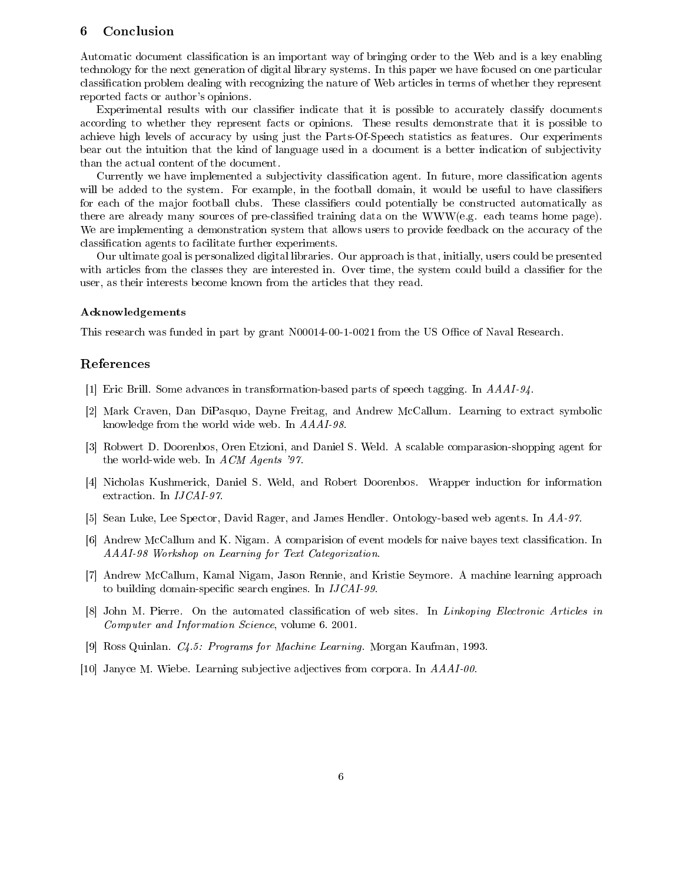## 6 Conclusion

Automatic document classification is an important way of bringing order to the Web and is a key enabling technology for the next generation of digital library systems. In this paper we have focused on one particular classification problem dealing with recognizing the nature of Web articles in terms of whether they represent reported facts or author's opinions.

Experimental results with our classifier indicate that it is possible to accurately classify documents according to whether they represent facts or opinions. These results demonstrate that it is possible to achieve high levels of accuracy by using just the Parts-Of-Speech statistics as features. Our experiments bear out the intuition that the kind of language used in a document is a better indication of subjectivity than the actual content of the document.

Currently we have implemented a subjectivity classification agent. In future, more classification agents will be added to the system. For example, in the football domain, it would be useful to have classifiers for each of the major football clubs. These classifiers could potentially be constructed automatically as there are already many sources of pre-classified training data on the WWW(e.g. each teams home page). We are implementing a demonstration system that allows users to provide feedback on the accuracy of the classification agents to facilitate further experiments.

Our ultimate goal is personalized digital libraries. Our approach is that, initially, users could be presented with articles from the classes they are interested in. Over time, the system could build a classifier for the user, as their interests become known from the articles that they read.

### Acknowledgements

This research was funded in part by grant N00014-00-1-0021 from the US Office of Naval Research.

## References

[1] Eric Brill. Some advances in transformation-based parts of speech tagging. In *AAAI-94*.

[2] Mark Craven, Dan DiPasquo, Dayne Freitag, and Andrew McCallum. Learning to extract symbolic knowledge from the world wide web. In *AAAI-98*.

[3] Robwert D. Doorenbos, Oren Etzioni, and Daniel S. Weld. A scalable comparasion-shopping agent for the world-wide web. In *ACM Agents '97*.

[4] Nicholas Kushmerick, Daniel S. Weld, and Robert Doorenbos. Wrapper induction for information extraction. In *IJCAI-97*.

[5] Sean Luke, Lee Spector, David Rager, and James Hendler. Ontology-based web agents. In *AA-97*.

[6] Andrew McCallum and K. Nigam. A comparision of event models for naive bayes text classification. In *AAAI-98 Workshop on Learning for Text Categorization*.

[7] Andrew McCallum, Kamal Nigam, Jason Rennie, and Kristie Seymore. A machine learning approach to building domain-specific search engines. In *IJCAI-99*.

[8] John M. Pierre. On the automated classification of web sites. In *Linkoping Electronic Articles in Computer and Information Science*, volume 6. 2001.

[9] Ross Quinlan. *C4.5: Programs for Machine Learning.* Morgan Kaufman, 1993.

[10] Janyce M. Wiebe. Learning subjective adjectives from corpora. In *AAAI-00*.